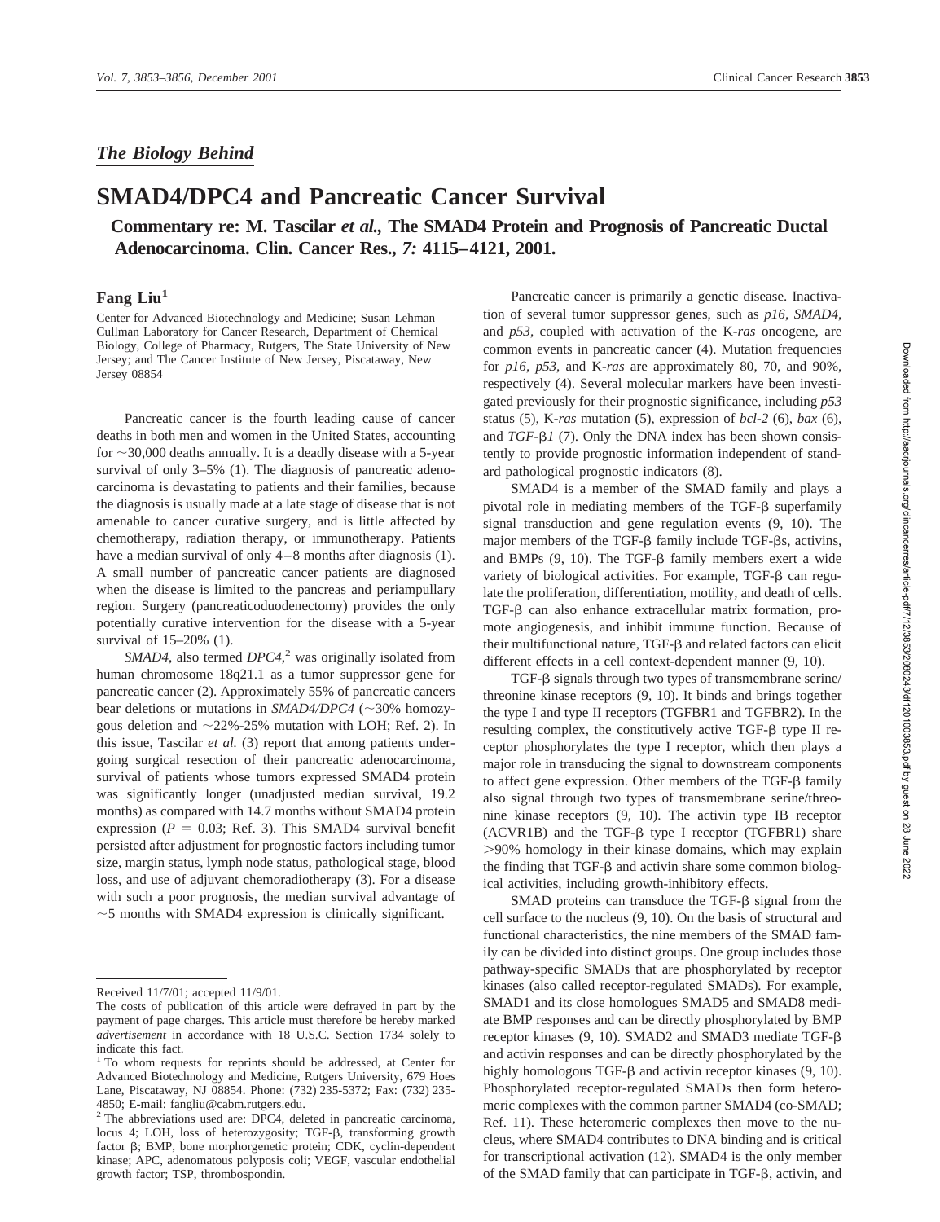*The Biology Behind*

# SMAD4/DPC4 and Pancreatic Cancer Survival

**Commentary re: M. Tascilar *et al.*, The SMAD4 Protein and Prognosis of Pancreatic Ductal Adenocarcinoma. Clin. Cancer Res., *7:* 4115–4121, 2001.**

**Fang Liu[1]**

Center for Advanced Biotechnology and Medicine; Susan Lehman Cullman Laboratory for Cancer Research, Department of Chemical Biology, College of Pharmacy, Rutgers, The State University of New Jersey; and The Cancer Institute of New Jersey, Piscataway, New Jersey 08854

Pancreatic cancer is the fourth leading cause of cancer deaths in both men and women in the United States, accounting for ~30,000 deaths annually. It is a deadly disease with a 5-year survival of only 3–5% (1). The diagnosis of pancreatic adenocarcinoma is devastating to patients and their families, because the diagnosis is usually made at a late stage of disease that is not amenable to cancer curative surgery, and is little affected by chemotherapy, radiation therapy, or immunotherapy. Patients have a median survival of only 4–8 months after diagnosis (1). A small number of pancreatic cancer patients are diagnosed when the disease is limited to the pancreas and periampullary region. Surgery (pancreaticoduodenectomy) provides the only potentially curative intervention for the disease with a 5-year survival of 15–20% (1).

*SMAD4*, also termed *DPC4*,[2] was originally isolated from human chromosome 18q21.1 as a tumor suppressor gene for pancreatic cancer (2). Approximately 55% of pancreatic cancers bear deletions or mutations in *SMAD4/DPC4* (~30% homozygous deletion and ~22%-25% mutation with LOH; Ref. 2). In this issue, Tascilar *et al.* (3) report that among patients undergoing surgical resection of their pancreatic adenocarcinoma, survival of patients whose tumors expressed SMAD4 protein was significantly longer (unadjusted median survival, 19.2 months) as compared with 14.7 months without SMAD4 protein expression ($P = 0.03$; Ref. 3). This SMAD4 survival benefit persisted after adjustment for prognostic factors including tumor size, margin status, lymph node status, pathological stage, blood loss, and use of adjuvant chemoradiotherapy (3). For a disease with such a poor prognosis, the median survival advantage of ~5 months with SMAD4 expression is clinically significant.

Pancreatic cancer is primarily a genetic disease. Inactivation of several tumor suppressor genes, such as *p16*, *SMAD4*, and *p53*, coupled with activation of the K-*ras* oncogene, are common events in pancreatic cancer (4). Mutation frequencies for *p16*, *p53*, and K-*ras* are approximately 80, 70, and 90%, respectively (4). Several molecular markers have been investigated previously for their prognostic significance, including *p53* status (5), K-*ras* mutation (5), expression of *bcl-2* (6), *bax* (6), and *TGF-β1* (7). Only the DNA index has been shown consistently to provide prognostic information independent of standard pathological prognostic indicators (8).

SMAD4 is a member of the SMAD family and plays a pivotal role in mediating members of the TGF-β superfamily signal transduction and gene regulation events (9, 10). The major members of the TGF-β family include TGF-βs, activins, and BMPs (9, 10). The TGF-β family members exert a wide variety of biological activities. For example, TGF-β can regulate the proliferation, differentiation, motility, and death of cells. TGF-β can also enhance extracellular matrix formation, promote angiogenesis, and inhibit immune function. Because of their multifunctional nature, TGF-β and related factors can elicit different effects in a cell context-dependent manner (9, 10).

TGF-β signals through two types of transmembrane serine/threonine kinase receptors (9, 10). It binds and brings together the type I and type II receptors (TGFBR1 and TGFBR2). In the resulting complex, the constitutively active TGF-β type II receptor phosphorylates the type I receptor, which then plays a major role in transducing the signal to downstream components to affect gene expression. Other members of the TGF-β family also signal through two types of transmembrane serine/threonine kinase receptors (9, 10). The activin type IB receptor (ACVR1B) and the TGF-β type I receptor (TGFBR1) share >90% homology in their kinase domains, which may explain the finding that TGF-β and activin share some common biological activities, including growth-inhibitory effects.

SMAD proteins can transduce the TGF-β signal from the cell surface to the nucleus (9, 10). On the basis of structural and functional characteristics, the nine members of the SMAD family can be divided into distinct groups. One group includes those pathway-specific SMADs that are phosphorylated by receptor kinases (also called receptor-regulated SMADs). For example, SMAD1 and its close homologues SMAD5 and SMAD8 mediate BMP responses and can be directly phosphorylated by BMP receptor kinases (9, 10). SMAD2 and SMAD3 mediate TGF-β and activin responses and can be directly phosphorylated by the highly homologous TGF-β and activin receptor kinases (9, 10). Phosphorylated receptor-regulated SMADs then form heteromeric complexes with the common partner SMAD4 (co-SMAD; Ref. 11). These heteromeric complexes then move to the nucleus, where SMAD4 contributes to DNA binding and is critical for transcriptional activation (12). SMAD4 is the only member of the SMAD family that can participate in TGF-β, activin, and

---

Received 11/7/01; accepted 11/9/01.

The costs of publication of this article were defrayed in part by the payment of page charges. This article must therefore be hereby marked *advertisement* in accordance with 18 U.S.C. Section 1734 solely to indicate this fact.

[1] To whom requests for reprints should be addressed, at Center for Advanced Biotechnology and Medicine, Rutgers University, 679 Hoes Lane, Piscataway, NJ 08854. Phone: (732) 235-5372; Fax: (732) 235-4850; E-mail: fangliu@cabm.rutgers.edu.

[2] The abbreviations used are: DPC4, deleted in pancreatic carcinoma, locus 4; LOH, loss of heterozygosity; TGF-β, transforming growth factor β; BMP, bone morphorgenetic protein; CDK, cyclin-dependent kinase; APC, adenomatous polyposis coli; VEGF, vascular endothelial growth factor; TSP, thrombospondin.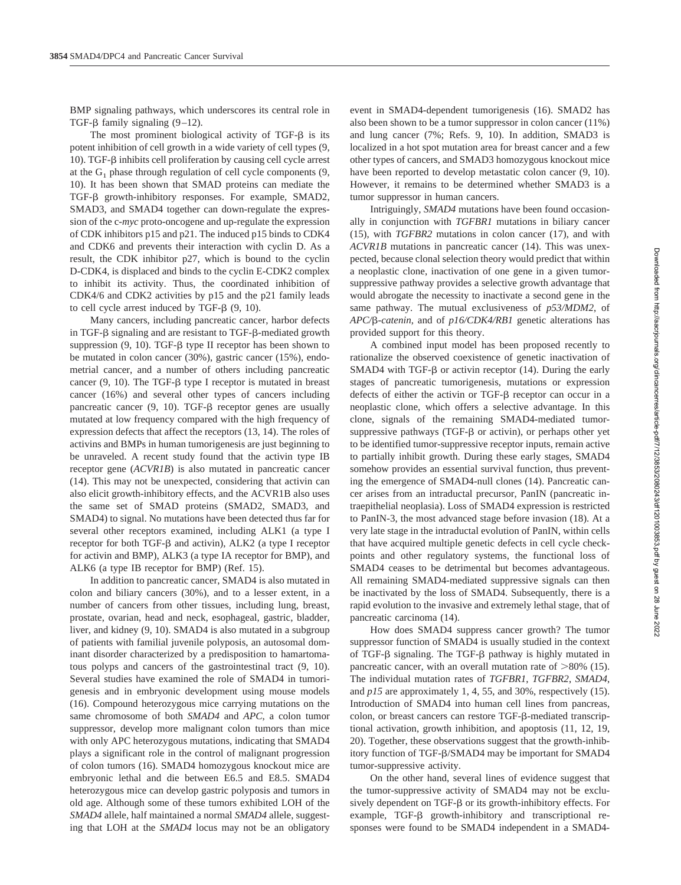BMP signaling pathways, which underscores its central role in TGF-β family signaling (9–12).

The most prominent biological activity of TGF-β is its potent inhibition of cell growth in a wide variety of cell types (9, 10). TGF-β inhibits cell proliferation by causing cell cycle arrest at the $G_1$ phase through regulation of cell cycle components (9, 10). It has been shown that SMAD proteins can mediate the TGF-β growth-inhibitory responses. For example, SMAD2, SMAD3, and SMAD4 together can down-regulate the expression of the c-*myc* proto-oncogene and up-regulate the expression of CDK inhibitors p15 and p21. The induced p15 binds to CDK4 and CDK6 and prevents their interaction with cyclin D. As a result, the CDK inhibitor p27, which is bound to the cyclin D-CDK4, is displaced and binds to the cyclin E-CDK2 complex to inhibit its activity. Thus, the coordinated inhibition of CDK4/6 and CDK2 activities by p15 and the p21 family leads to cell cycle arrest induced by TGF-β (9, 10).

Many cancers, including pancreatic cancer, harbor defects in TGF-β signaling and are resistant to TGF-β-mediated growth suppression (9, 10). TGF-β type II receptor has been shown to be mutated in colon cancer (30%), gastric cancer (15%), endometrial cancer, and a number of others including pancreatic cancer (9, 10). The TGF-β type I receptor is mutated in breast cancer (16%) and several other types of cancers including pancreatic cancer (9, 10). TGF-β receptor genes are usually mutated at low frequency compared with the high frequency of expression defects that affect the receptors (13, 14). The roles of activins and BMPs in human tumorigenesis are just beginning to be unraveled. A recent study found that the activin type IB receptor gene (*ACVR1B*) is also mutated in pancreatic cancer (14). This may not be unexpected, considering that activin can also elicit growth-inhibitory effects, and the ACVR1B also uses the same set of SMAD proteins (SMAD2, SMAD3, and SMAD4) to signal. No mutations have been detected thus far for several other receptors examined, including ALK1 (a type I receptor for both TGF-β and activin), ALK2 (a type I receptor for activin and BMP), ALK3 (a type IA receptor for BMP), and ALK6 (a type IB receptor for BMP) (Ref. 15).

In addition to pancreatic cancer, SMAD4 is also mutated in colon and biliary cancers (30%), and to a lesser extent, in a number of cancers from other tissues, including lung, breast, prostate, ovarian, head and neck, esophageal, gastric, bladder, liver, and kidney (9, 10). SMAD4 is also mutated in a subgroup of patients with familial juvenile polyposis, an autosomal dominant disorder characterized by a predisposition to hamartomatous polyps and cancers of the gastrointestinal tract (9, 10). Several studies have examined the role of SMAD4 in tumorigenesis and in embryonic development using mouse models (16). Compound heterozygous mice carrying mutations on the same chromosome of both *SMAD4* and *APC*, a colon tumor suppressor, develop more malignant colon tumors than mice with only APC heterozygous mutations, indicating that SMAD4 plays a significant role in the control of malignant progression of colon tumors (16). SMAD4 homozygous knockout mice are embryonic lethal and die between E6.5 and E8.5. SMAD4 heterozygous mice can develop gastric polyposis and tumors in old age. Although some of these tumors exhibited LOH of the *SMAD4* allele, half maintained a normal *SMAD4* allele, suggesting that LOH at the *SMAD4* locus may not be an obligatory event in SMAD4-dependent tumorigenesis (16). SMAD2 has also been shown to be a tumor suppressor in colon cancer (11%) and lung cancer (7%; Refs. 9, 10). In addition, SMAD3 is localized in a hot spot mutation area for breast cancer and a few other types of cancers, and SMAD3 homozygous knockout mice have been reported to develop metastatic colon cancer (9, 10). However, it remains to be determined whether SMAD3 is a tumor suppressor in human cancers.

Intriguingly, *SMAD4* mutations have been found occasionally in conjunction with *TGFBR1* mutations in biliary cancer (15), with *TGFBR2* mutations in colon cancer (17), and with *ACVR1B* mutations in pancreatic cancer (14). This was unexpected, because clonal selection theory would predict that within a neoplastic clone, inactivation of one gene in a given tumor-suppressive pathway provides a selective growth advantage that would abrogate the necessity to inactivate a second gene in the same pathway. The mutual exclusiveness of *p53/MDM2*, of *APC/β-catenin*, and of *p16/CDK4/RB1* genetic alterations has provided support for this theory.

A combined input model has been proposed recently to rationalize the observed coexistence of genetic inactivation of SMAD4 with TGF-β or activin receptor (14). During the early stages of pancreatic tumorigenesis, mutations or expression defects of either the activin or TGF-β receptor can occur in a neoplastic clone, which offers a selective advantage. In this clone, signals of the remaining SMAD4-mediated tumor-suppressive pathways (TGF-β or activin), or perhaps other yet to be identified tumor-suppressive receptor inputs, remain active to partially inhibit growth. During these early stages, SMAD4 somehow provides an essential survival function, thus preventing the emergence of SMAD4-null clones (14). Pancreatic cancer arises from an intraductal precursor, PanIN (pancreatic intraepithelial neoplasia). Loss of SMAD4 expression is restricted to PanIN-3, the most advanced stage before invasion (18). At a very late stage in the intraductal evolution of PanIN, within cells that have acquired multiple genetic defects in cell cycle checkpoints and other regulatory systems, the functional loss of SMAD4 ceases to be detrimental but becomes advantageous. All remaining SMAD4-mediated suppressive signals can then be inactivated by the loss of SMAD4. Subsequently, there is a rapid evolution to the invasive and extremely lethal stage, that of pancreatic carcinoma (14).

How does SMAD4 suppress cancer growth? The tumor suppressor function of SMAD4 is usually studied in the context of TGF-β signaling. The TGF-β pathway is highly mutated in pancreatic cancer, with an overall mutation rate of >80% (15). The individual mutation rates of *TGFBR1*, *TGFBR2*, *SMAD4*, and *p15* are approximately 1, 4, 55, and 30%, respectively (15). Introduction of SMAD4 into human cell lines from pancreas, colon, or breast cancers can restore TGF-β-mediated transcriptional activation, growth inhibition, and apoptosis (11, 12, 19, 20). Together, these observations suggest that the growth-inhibitory function of TGF-β/SMAD4 may be important for SMAD4 tumor-suppressive activity.

On the other hand, several lines of evidence suggest that the tumor-suppressive activity of SMAD4 may not be exclusively dependent on TGF-β or its growth-inhibitory effects. For example, TGF-β growth-inhibitory and transcriptional responses were found to be SMAD4 independent in a SMAD4-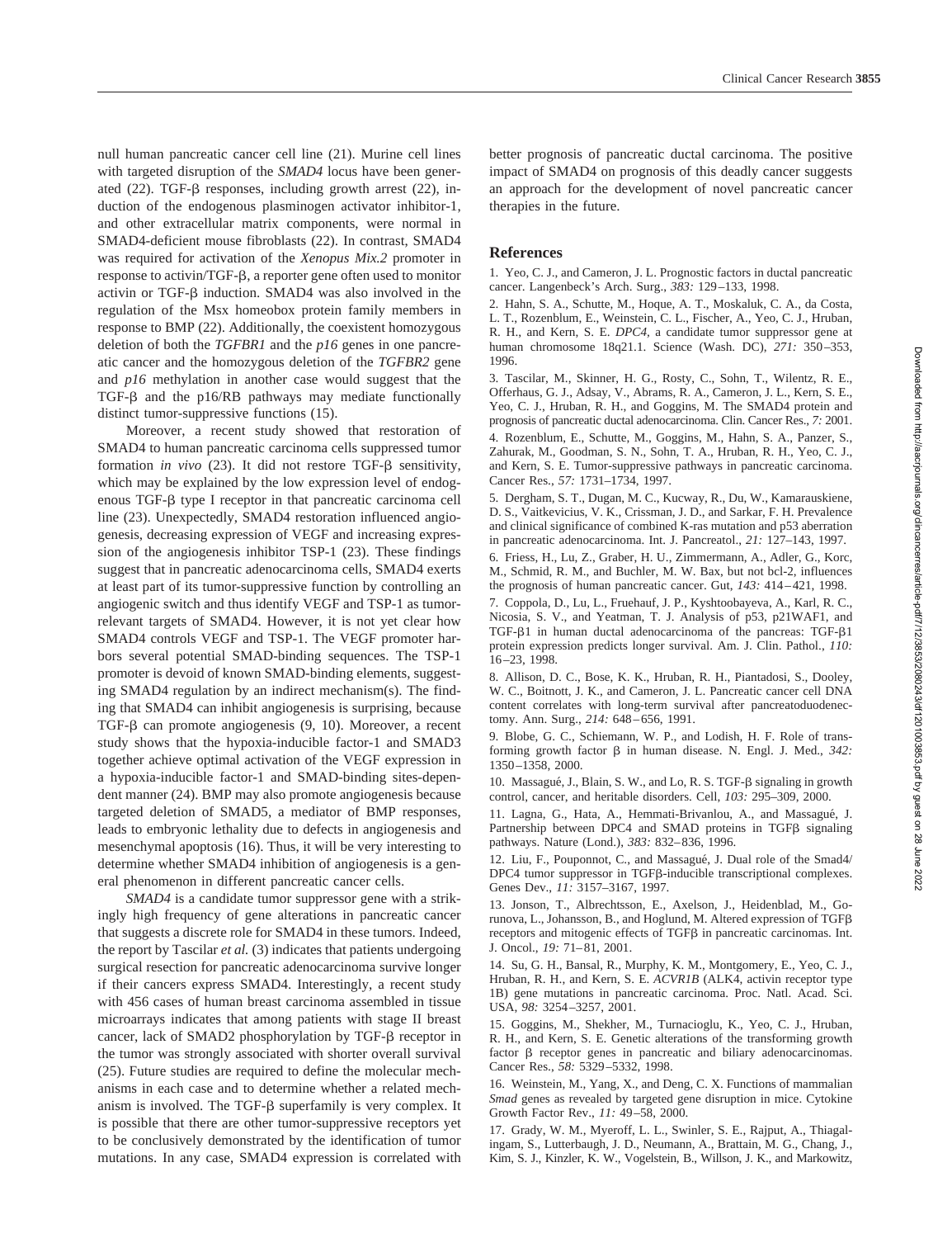null human pancreatic cancer cell line (21). Murine cell lines with targeted disruption of the *SMAD4* locus have been generated (22). TGF-β responses, including growth arrest (22), induction of the endogenous plasminogen activator inhibitor-1, and other extracellular matrix components, were normal in SMAD4-deficient mouse fibroblasts (22). In contrast, SMAD4 was required for activation of the *Xenopus Mix.2* promoter in response to activin/TGF-β, a reporter gene often used to monitor activin or TGF-β induction. SMAD4 was also involved in the regulation of the Msx homeobox protein family members in response to BMP (22). Additionally, the coexistent homozygous deletion of both the *TGFBR1* and the *p16* genes in one pancreatic cancer and the homozygous deletion of the *TGFBR2* gene and *p16* methylation in another case would suggest that the TGF-β and the p16/RB pathways may mediate functionally distinct tumor-suppressive functions (15).

Moreover, a recent study showed that restoration of SMAD4 to human pancreatic carcinoma cells suppressed tumor formation *in vivo* (23). It did not restore TGF-β sensitivity, which may be explained by the low expression level of endogenous TGF-β type I receptor in that pancreatic carcinoma cell line (23). Unexpectedly, SMAD4 restoration influenced angiogenesis, decreasing expression of VEGF and increasing expression of the angiogenesis inhibitor TSP-1 (23). These findings suggest that in pancreatic adenocarcinoma cells, SMAD4 exerts at least part of its tumor-suppressive function by controlling an angiogenic switch and thus identify VEGF and TSP-1 as tumor-relevant targets of SMAD4. However, it is not yet clear how SMAD4 controls VEGF and TSP-1. The VEGF promoter harbors several potential SMAD-binding sequences. The TSP-1 promoter is devoid of known SMAD-binding elements, suggesting SMAD4 regulation by an indirect mechanism(s). The finding that SMAD4 can inhibit angiogenesis is surprising, because TGF-β can promote angiogenesis (9, 10). Moreover, a recent study shows that the hypoxia-inducible factor-1 and SMAD3 together achieve optimal activation of the VEGF expression in a hypoxia-inducible factor-1 and SMAD-binding sites-dependent manner (24). BMP may also promote angiogenesis because targeted deletion of SMAD5, a mediator of BMP responses, leads to embryonic lethality due to defects in angiogenesis and mesenchymal apoptosis (16). Thus, it will be very interesting to determine whether SMAD4 inhibition of angiogenesis is a general phenomenon in different pancreatic cancer cells.

*SMAD4* is a candidate tumor suppressor gene with a strikingly high frequency of gene alterations in pancreatic cancer that suggests a discrete role for SMAD4 in these tumors. Indeed, the report by Tascilar *et al.* (3) indicates that patients undergoing surgical resection for pancreatic adenocarcinoma survive longer if their cancers express SMAD4. Interestingly, a recent study with 456 cases of human breast carcinoma assembled in tissue microarrays indicates that among patients with stage II breast cancer, lack of SMAD2 phosphorylation by TGF-β receptor in the tumor was strongly associated with shorter overall survival (25). Future studies are required to define the molecular mechanisms in each case and to determine whether a related mechanism is involved. The TGF-β superfamily is very complex. It is possible that there are other tumor-suppressive receptors yet to be conclusively demonstrated by the identification of tumor mutations. In any case, SMAD4 expression is correlated with better prognosis of pancreatic ductal carcinoma. The positive impact of SMAD4 on prognosis of this deadly cancer suggests an approach for the development of novel pancreatic cancer therapies in the future.

## References

1. Yeo, C. J., and Cameron, J. L. Prognostic factors in ductal pancreatic cancer. Langenbeck's Arch. Surg., *383:* 129–133, 1998.

2. Hahn, S. A., Schutte, M., Hoque, A. T., Moskaluk, C. A., da Costa, L. T., Rozenblum, E., Weinstein, C. L., Fischer, A., Yeo, C. J., Hruban, R. H., and Kern, S. E. *DPC4*, a candidate tumor suppressor gene at human chromosome 18q21.1. Science (Wash. DC), *271:* 350–353, 1996.

3. Tascilar, M., Skinner, H. G., Rosty, C., Sohn, T., Wilentz, R. E., Offerhaus, G. J., Adsay, V., Abrams, R. A., Cameron, J. L., Kern, S. E., Yeo, C. J., Hruban, R. H., and Goggins, M. The SMAD4 protein and prognosis of pancreatic ductal adenocarcinoma. Clin. Cancer Res., *7:* 2001.

4. Rozenblum, E., Schutte, M., Goggins, M., Hahn, S. A., Panzer, S., Zahurak, M., Goodman, S. N., Sohn, T. A., Hruban, R. H., Yeo, C. J., and Kern, S. E. Tumor-suppressive pathways in pancreatic carcinoma. Cancer Res., *57:* 1731–1734, 1997.

5. Dergham, S. T., Dugan, M. C., Kucway, R., Du, W., Kamarauskiene, D. S., Vaitkevicius, V. K., Crissman, J. D., and Sarkar, F. H. Prevalence and clinical significance of combined K-ras mutation and p53 aberration in pancreatic adenocarcinoma. Int. J. Pancreatol., *21:* 127–143, 1997.

6. Friess, H., Lu, Z., Graber, H. U., Zimmermann, A., Adler, G., Korc, M., Schmid, R. M., and Buchler, M. W. Bax, but not bcl-2, influences the prognosis of human pancreatic cancer. Gut, *143:* 414–421, 1998.

7. Coppola, D., Lu, L., Fruehauf, J. P., Kyshtoobayeva, A., Karl, R. C., Nicosia, S. V., and Yeatman, T. J. Analysis of p53, p21WAF1, and TGF-β1 in human ductal adenocarcinoma of the pancreas: TGF-β1 protein expression predicts longer survival. Am. J. Clin. Pathol., *110:* 16–23, 1998.

8. Allison, D. C., Bose, K. K., Hruban, R. H., Piantadosi, S., Dooley, W. C., Boitnott, J. K., and Cameron, J. L. Pancreatic cancer cell DNA content correlates with long-term survival after pancreatoduodenectomy. Ann. Surg., *214:* 648–656, 1991.

9. Blobe, G. C., Schiemann, W. P., and Lodish, H. F. Role of transforming growth factor β in human disease. N. Engl. J. Med., *342:* 1350–1358, 2000.

10. Massagué, J., Blain, S. W., and Lo, R. S. TGF-β signaling in growth control, cancer, and heritable disorders. Cell, *103:* 295–309, 2000.

11. Lagna, G., Hata, A., Hemmati-Brivanlou, A., and Massagué, J. Partnership between DPC4 and SMAD proteins in TGFβ signaling pathways. Nature (Lond.), *383:* 832–836, 1996.

12. Liu, F., Pouponnot, C., and Massagué, J. Dual role of the Smad4/DPC4 tumor suppressor in TGFβ-inducible transcriptional complexes. Genes Dev., *11:* 3157–3167, 1997.

13. Jonson, T., Albrechtsson, E., Axelson, J., Heidenblad, M., Gorunova, L., Johansson, B., and Hoglund, M. Altered expression of TGFβ receptors and mitogenic effects of TGFβ in pancreatic carcinomas. Int. J. Oncol., *19:* 71–81, 2001.

14. Su, G. H., Bansal, R., Murphy, K. M., Montgomery, E., Yeo, C. J., Hruban, R. H., and Kern, S. E. *ACVR1B* (ALK4, activin receptor type 1B) gene mutations in pancreatic carcinoma. Proc. Natl. Acad. Sci. USA, *98:* 3254–3257, 2001.

15. Goggins, M., Shekher, M., Turnacioglu, K., Yeo, C. J., Hruban, R. H., and Kern, S. E. Genetic alterations of the transforming growth factor β receptor genes in pancreatic and biliary adenocarcinomas. Cancer Res., *58:* 5329–5332, 1998.

16. Weinstein, M., Yang, X., and Deng, C. X. Functions of mammalian *Smad* genes as revealed by targeted gene disruption in mice. Cytokine Growth Factor Rev., *11:* 49–58, 2000.

17. Grady, W. M., Myeroff, L. L., Swinler, S. E., Rajput, A., Thiagalingam, S., Lutterbaugh, J. D., Neumann, A., Brattain, M. G., Chang, J., Kim, S. J., Kinzler, K. W., Vogelstein, B., Willson, J. K., and Markowitz,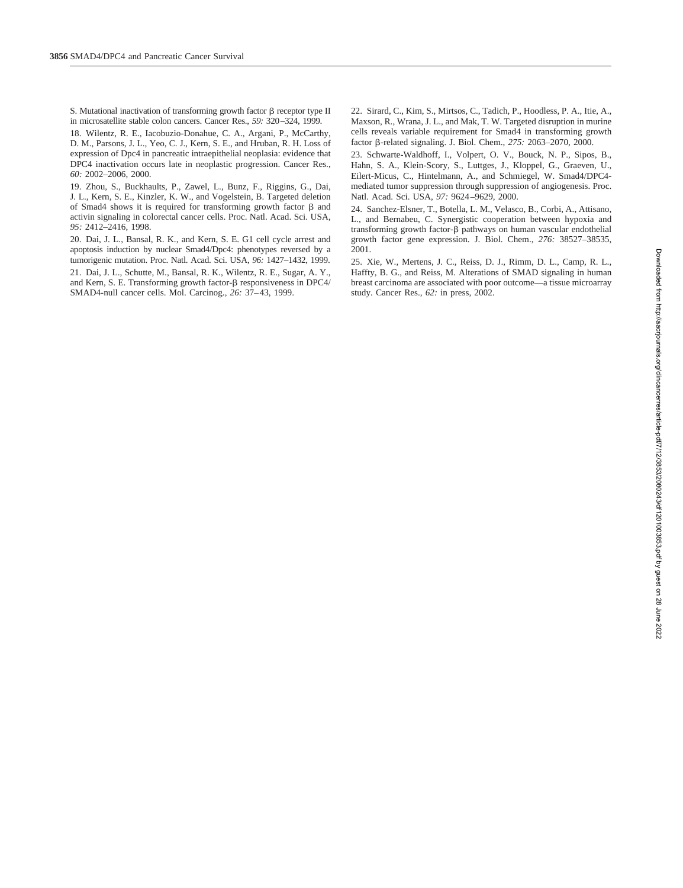S. Mutational inactivation of transforming growth factor β receptor type II in microsatellite stable colon cancers. Cancer Res., *59:* 320–324, 1999.

18. Wilentz, R. E., Iacobuzio-Donahue, C. A., Argani, P., McCarthy, D. M., Parsons, J. L., Yeo, C. J., Kern, S. E., and Hruban, R. H. Loss of expression of Dpc4 in pancreatic intraepithelial neoplasia: evidence that DPC4 inactivation occurs late in neoplastic progression. Cancer Res., *60:* 2002–2006, 2000.

19. Zhou, S., Buckhaults, P., Zawel, L., Bunz, F., Riggins, G., Dai, J. L., Kern, S. E., Kinzler, K. W., and Vogelstein, B. Targeted deletion of Smad4 shows it is required for transforming growth factor β and activin signaling in colorectal cancer cells. Proc. Natl. Acad. Sci. USA, *95:* 2412–2416, 1998.

20. Dai, J. L., Bansal, R. K., and Kern, S. E. G1 cell cycle arrest and apoptosis induction by nuclear Smad4/Dpc4: phenotypes reversed by a tumorigenic mutation. Proc. Natl. Acad. Sci. USA, *96:* 1427–1432, 1999.

21. Dai, J. L., Schutte, M., Bansal, R. K., Wilentz, R. E., Sugar, A. Y., and Kern, S. E. Transforming growth factor-β responsiveness in DPC4/SMAD4-null cancer cells. Mol. Carcinog., *26:* 37–43, 1999.

22. Sirard, C., Kim, S., Mirtsos, C., Tadich, P., Hoodless, P. A., Itie, A., Maxson, R., Wrana, J. L., and Mak, T. W. Targeted disruption in murine cells reveals variable requirement for Smad4 in transforming growth factor β-related signaling. J. Biol. Chem., *275:* 2063–2070, 2000.

23. Schwarte-Waldhoff, I., Volpert, O. V., Bouck, N. P., Sipos, B., Hahn, S. A., Klein-Scory, S., Luttges, J., Kloppel, G., Graeven, U., Eilert-Micus, C., Hintelmann, A., and Schmiegel, W. Smad4/DPC4-mediated tumor suppression through suppression of angiogenesis. Proc. Natl. Acad. Sci. USA, *97:* 9624–9629, 2000.

24. Sanchez-Elsner, T., Botella, L. M., Velasco, B., Corbi, A., Attisano, L., and Bernabeu, C. Synergistic cooperation between hypoxia and transforming growth factor-β pathways on human vascular endothelial growth factor gene expression. J. Biol. Chem., *276:* 38527–38535, 2001.

25. Xie, W., Mertens, J. C., Reiss, D. J., Rimm, D. L., Camp, R. L., Haffty, B. G., and Reiss, M. Alterations of SMAD signaling in human breast carcinoma are associated with poor outcome—a tissue microarray study. Cancer Res., *62:* in press, 2002.